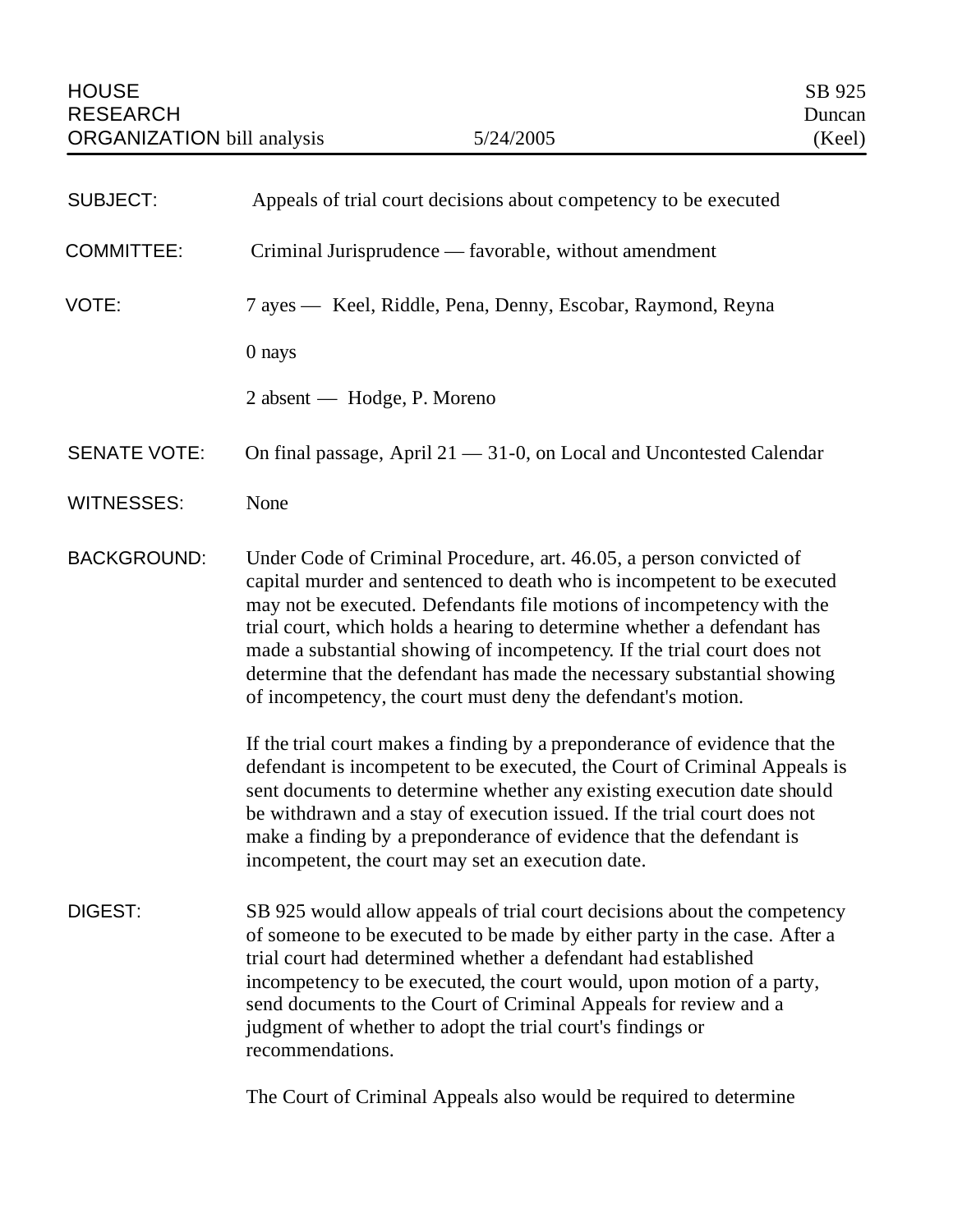HOUSE RESEARCH ORGANIZATION bill analysis — 5/24/2005 — SB 925 Duncan (Keel)

**SUBJECT:** Appeals of trial court decisions about competency to be executed

**COMMITTEE:** Criminal Jurisprudence — favorable, without amendment

**VOTE:** 7 ayes — Keel, Riddle, Pena, Denny, Escobar, Raymond, Reyna

0 nays

2 absent — Hodge, P. Moreno

**SENATE VOTE:** On final passage, April 21 — 31-0, on Local and Uncontested Calendar

**WITNESSES:** None

**BACKGROUND:** Under Code of Criminal Procedure, art. 46.05, a person convicted of capital murder and sentenced to death who is incompetent to be executed may not be executed. Defendants file motions of incompetency with the trial court, which holds a hearing to determine whether a defendant has made a substantial showing of incompetency. If the trial court does not determine that the defendant has made the necessary substantial showing of incompetency, the court must deny the defendant's motion.

If the trial court makes a finding by a preponderance of evidence that the defendant is incompetent to be executed, the Court of Criminal Appeals is sent documents to determine whether any existing execution date should be withdrawn and a stay of execution issued. If the trial court does not make a finding by a preponderance of evidence that the defendant is incompetent, the court may set an execution date.

**DIGEST:** SB 925 would allow appeals of trial court decisions about the competency of someone to be executed to be made by either party in the case. After a trial court had determined whether a defendant had established incompetency to be executed, the court would, upon motion of a party, send documents to the Court of Criminal Appeals for review and a judgment of whether to adopt the trial court's findings or recommendations.

The Court of Criminal Appeals also would be required to determine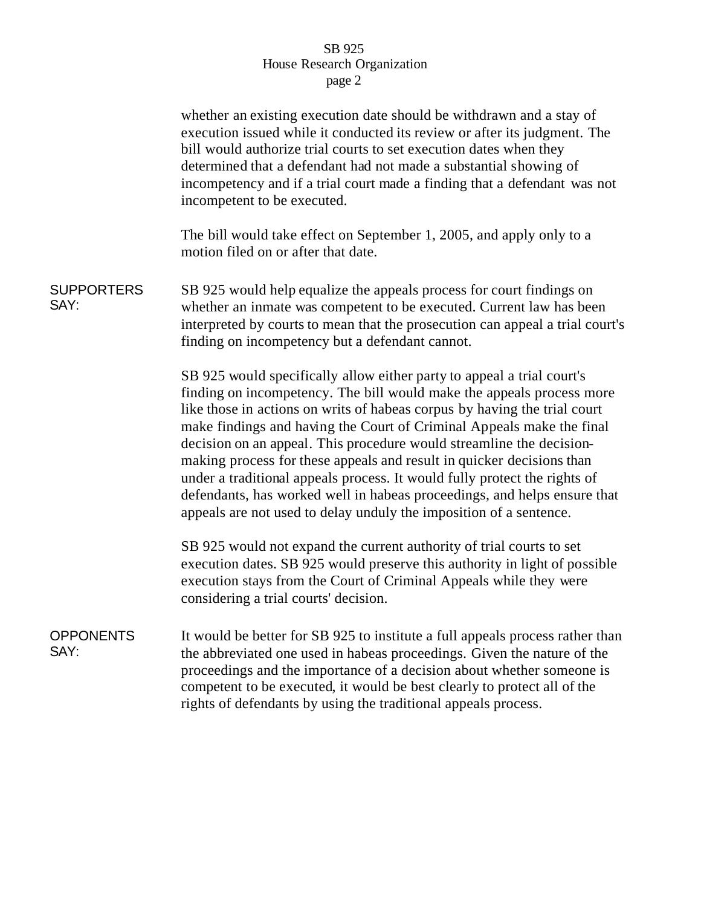whether an existing execution date should be withdrawn and a stay of execution issued while it conducted its review or after its judgment. The bill would authorize trial courts to set execution dates when they determined that a defendant had not made a substantial showing of incompetency and if a trial court made a finding that a defendant was not incompetent to be executed.

The bill would take effect on September 1, 2005, and apply only to a motion filed on or after that date.

**SUPPORTERS SAY:**

SB 925 would help equalize the appeals process for court findings on whether an inmate was competent to be executed. Current law has been interpreted by courts to mean that the prosecution can appeal a trial court's finding on incompetency but a defendant cannot.

SB 925 would specifically allow either party to appeal a trial court's finding on incompetency. The bill would make the appeals process more like those in actions on writs of habeas corpus by having the trial court make findings and having the Court of Criminal Appeals make the final decision on an appeal. This procedure would streamline the decision-making process for these appeals and result in quicker decisions than under a traditional appeals process. It would fully protect the rights of defendants, has worked well in habeas proceedings, and helps ensure that appeals are not used to delay unduly the imposition of a sentence.

SB 925 would not expand the current authority of trial courts to set execution dates. SB 925 would preserve this authority in light of possible execution stays from the Court of Criminal Appeals while they were considering a trial courts' decision.

**OPPONENTS SAY:**

It would be better for SB 925 to institute a full appeals process rather than the abbreviated one used in habeas proceedings. Given the nature of the proceedings and the importance of a decision about whether someone is competent to be executed, it would be best clearly to protect all of the rights of defendants by using the traditional appeals process.